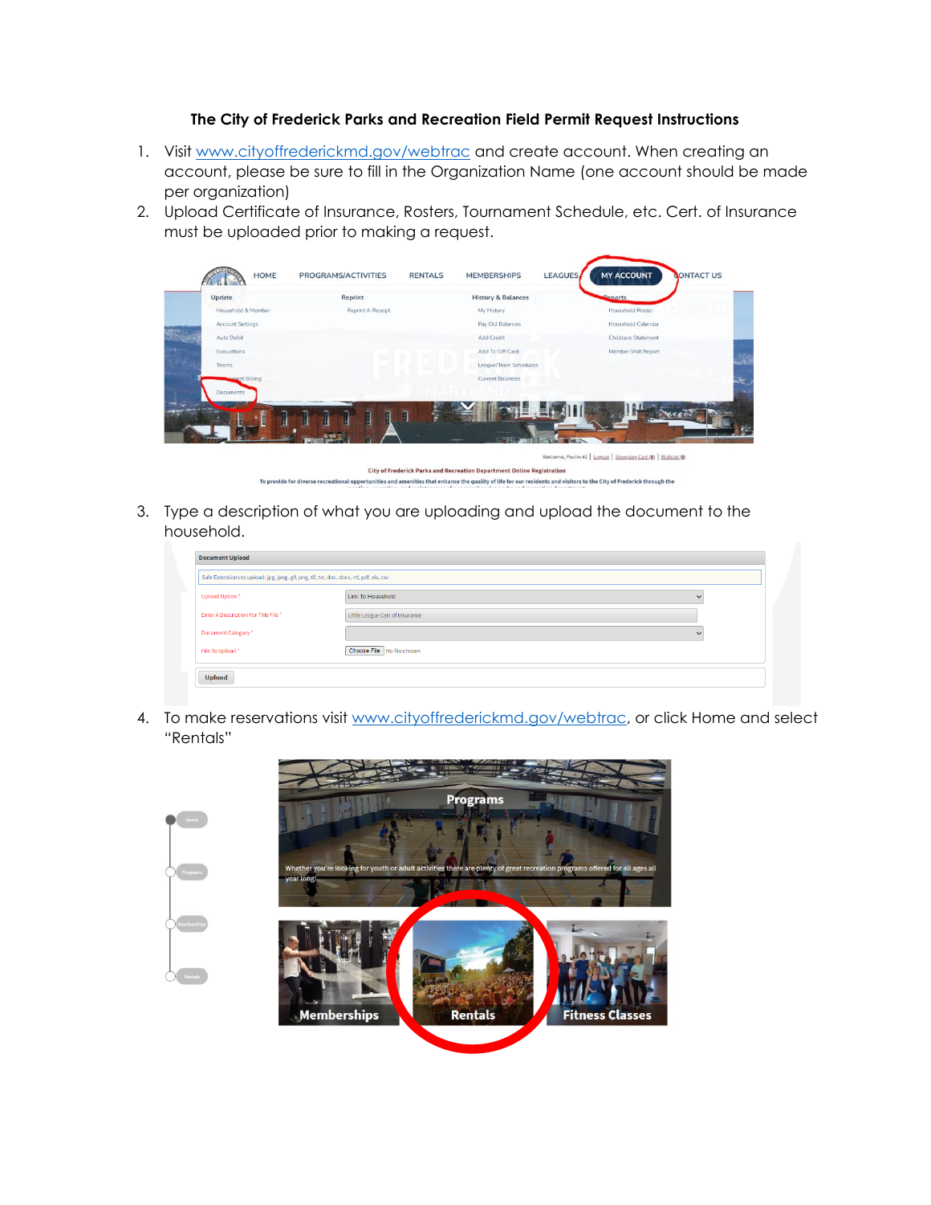# The City of Frederick Parks and Recreation Field Permit Request Instructions

1. Visit www.cityoffrederickmd.gov/webtrac and create account. When creating an account, please be sure to fill in the Organization Name (one account should be made per organization)
2. Upload Certificate of Insurance, Rosters, Tournament Schedule, etc. Cert. of Insurance must be uploaded prior to making a request.
3. Type a description of what you are uploading and upload the document to the household.
4. To make reservations visit www.cityoffrederickmd.gov/webtrac, or click Home and select "Rentals"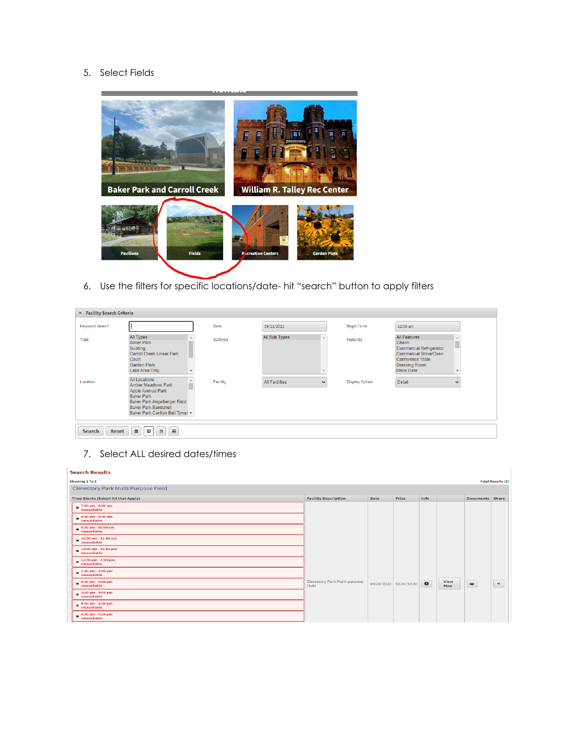5. Select Fields

6. Use the filters for specific locations/date- hit "search" button to apply filters

7. Select ALL desired dates/times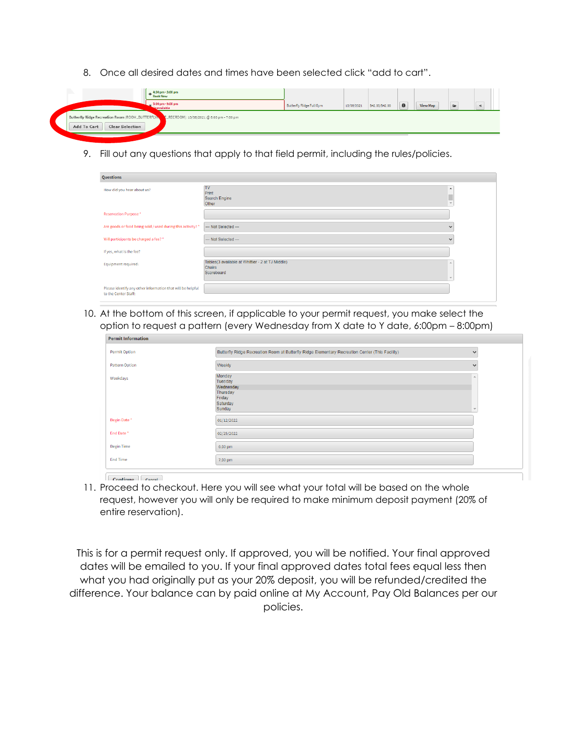8. Once all desired dates and times have been selected click "add to cart".

9. Fill out any questions that apply to that field permit, including the rules/policies.

10. At the bottom of this screen, if applicable to your permit request, you make select the option to request a pattern (every Wednesday from X date to Y date, 6:00pm – 8:00pm)

11. Proceed to checkout. Here you will see what your total will be based on the whole request, however you will only be required to make minimum deposit payment (20% of entire reservation).

This is for a permit request only. If approved, you will be notified. Your final approved dates will be emailed to you. If your final approved dates total fees equal less then what you had originally put as your 20% deposit, you will be refunded/credited the difference. Your balance can by paid online at My Account, Pay Old Balances per our policies.